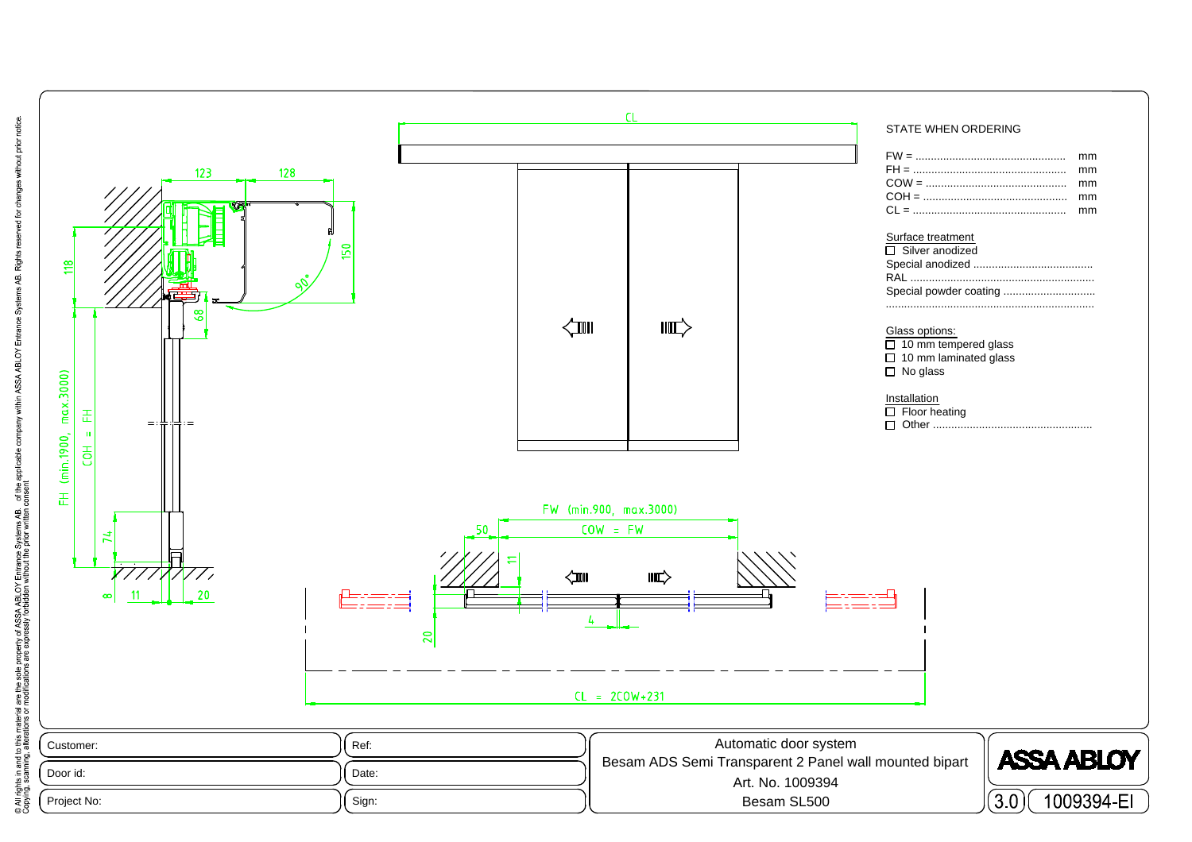CL

123 128

150

90°

118

68

FH (min.1900, max.3000)

COH = FH

74

8 11 20

FW (min.900, max.3000)

50 COW = FW

11

20

4

CL = 2COW+231

STATE WHEN ORDERING

FW = ................................................ mm
FH = ................................................ mm
COW = ............................................ mm
COH = ............................................. mm
CL = ................................................. mm

Surface treatment

- ☐ Silver anodized
- Special anodized ......................................
- RAL ..........................................................
- Special powder coating .............................
- ..................................................................

Glass options:

- ☐ 10 mm tempered glass
- ☐ 10 mm laminated glass
- ☐ No glass

Installation

- ☐ Floor heating
- ☐ Other ....................................................

| Customer: | Ref: | Automatic door system<br>Besam ADS Semi Transparent 2 Panel wall mounted bipart<br>Art. No. 1009394<br>Besam SL500 | ASSA ABLOY |
|---|---|---|---|
| Door id: | Date: | | |
| Project No: | Sign: | | 3.0 1009394-EI |

© All rights in and to this material are the sole property of ASSA ABLOY Entrance Systems AB. of the applicable company within ASSA ABLOY Entrance Systems AB. Rights reserved for changes without prior notice. Copying, scanning, alterations or modifications are expressly forbidden without the prior written consent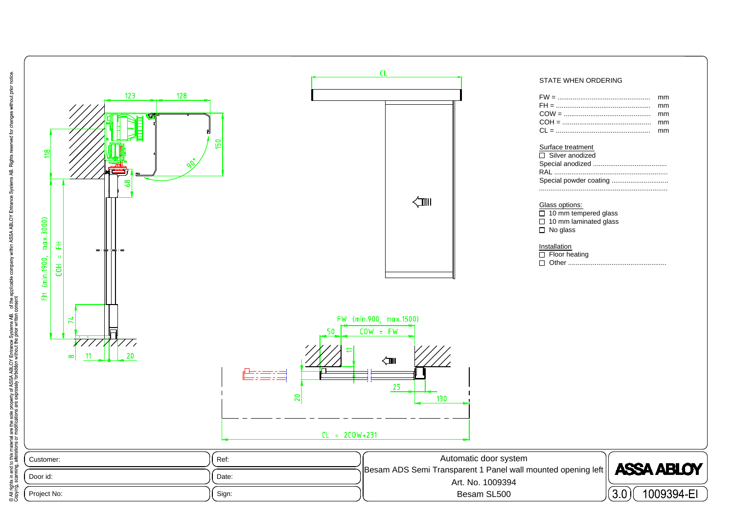CL

123 128

118

150

90°

68

FH (min.1900, max.3000)

COH = FH

74

8 11 20

FW (min.900, max.1500)

50 COW = FW

11

25

130

20

CL = 2COW+231

STATE WHEN ORDERING

FW = ................................................. mm
FH = ................................................. mm
COW = .............................................. mm
COH = .............................................. mm
CL = ................................................. mm

Surface treatment

☐ Silver anodized
Special anodized .......................................
RAL ...........................................................
Special powder coating ..............................
...................................................................

Glass options:

☐ 10 mm tempered glass
☐ 10 mm laminated glass
☐ No glass

Installation

☐ Floor heating
☐ Other ....................................................

© All rights in and to this material are the sole property of ASSA ABLOY Entrance Systems AB. of the applicable company within ASSA ABLOY Entrance Systems AB. Rights reserved for changes without prior notice. Copying, scanning, alterations or modifications are expressly forbidden without the prior written consent

| Customer: | Ref: | Automatic door system<br>Besam ADS Semi Transparent 1 Panel wall mounted opening left<br>Art. No. 1009394<br>Besam SL500 | ASSA ABLOY |
|---|---|---|---|
| Door id: | Date: | | 3.0 1009394-EI |
| Project No: | Sign: | | |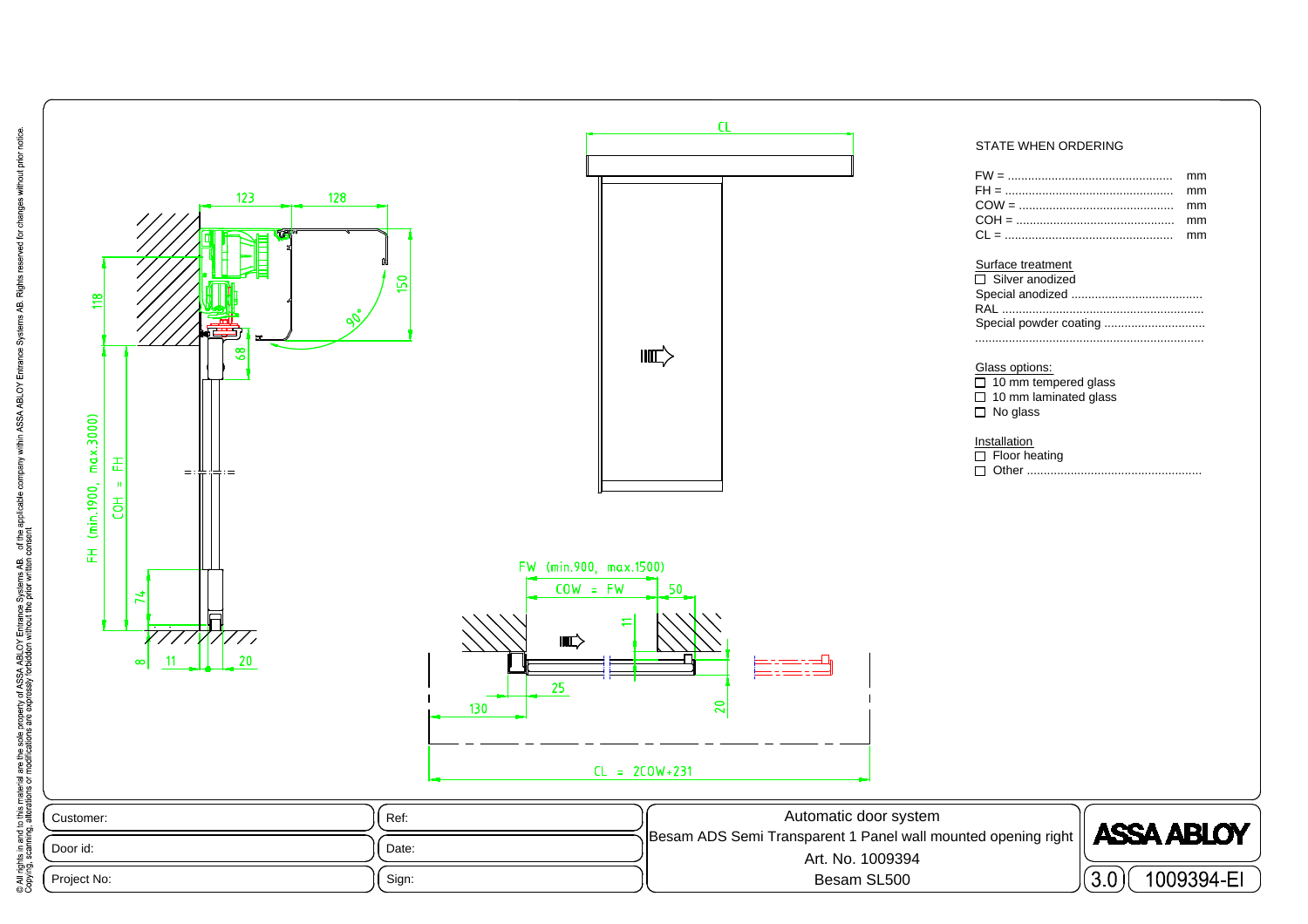STATE WHEN ORDERING

FW = ................................................ mm
FH = ................................................ mm
COW = ............................................. mm
COH = .............................................. mm
CL = ................................................ mm

Surface treatment

- ☐ Silver anodized
- Special anodized .......................................
- RAL ............................................................
- Special powder coating ..............................
- ....................................................................

Glass options:

- ☐ 10 mm tempered glass
- ☐ 10 mm laminated glass
- ☐ No glass

Installation

- ☐ Floor heating
- ☐ Other ....................................................

CL

123 128

118

150

90°

68

FH (min.1900, max.3000)

COH = FH

74

8 11 20

FW (min.900, max.1500)

COW = FW

50

11

25

130

20

CL = 2COW+231

| Customer: | Ref: | Automatic door system<br>Besam ADS Semi Transparent 1 Panel wall mounted opening right<br>Art. No. 1009394<br>Besam SL500 | ASSA ABLOY |
|---|---|---|---|
| Door id: | Date: | | |
| Project No: | Sign: | | 3.0 1009394-EI |

© All rights in and to this material are the sole property of ASSA ABLOY Entrance Systems AB. of the applicable company within ASSA ABLOY Entrance Systems AB. Rights reserved for changes without prior notice. Copying, scanning, alterations or modifications are expressly forbidden without the prior written consent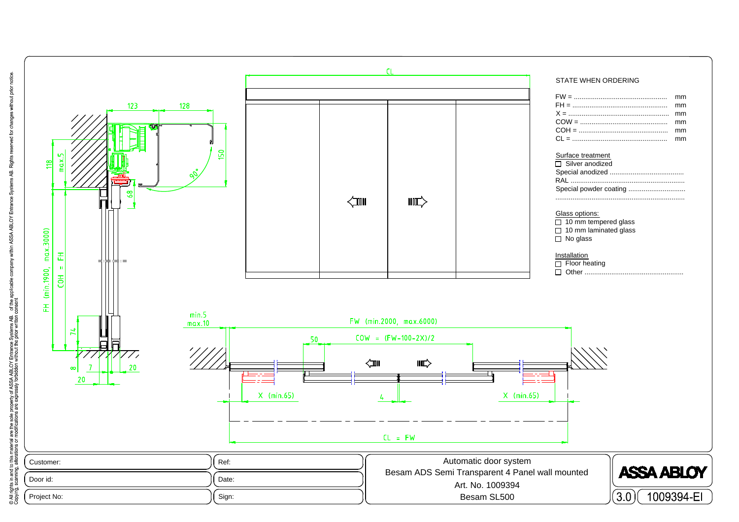CL

123 128

118 max.5

150

90°

68

FH (min.1900, max.3000)

COH = FH

74

8 7 20

20

min.5
max.10

FW (min.2000, max.6000)

50 COW = (FW-100-2X)/2

X (min.65) 4 X (min.65)

CL = FW

STATE WHEN ORDERING

FW = ................................................ mm
FH = ................................................ mm
X = ................................................... mm
COW = ............................................. mm
COH = .............................................. mm
CL = ................................................. mm

Surface treatment

- ☐ Silver anodized

Special anodized .......................................
RAL ............................................................
Special powder coating ..............................
....................................................................

Glass options:

- ☐ 10 mm tempered glass
- ☐ 10 mm laminated glass
- ☐ No glass

Installation

- ☐ Floor heating
- ☐ Other ....................................................

| | | |
|---|---|---|
| Customer: | Ref: | Automatic door system<br>Besam ADS Semi Transparent 4 Panel wall mounted<br>Art. No. 1009394<br>Besam SL500 |
| Door id: | Date: | |
| Project No: | Sign: | |

ASSA ABLOY

3.0 1009394-EI

© All rights in and to this material are the sole property of ASSA ABLOY Entrance Systems AB. of the applicable company within ASSA ABLOY Entrance Systems AB. Rights reserved for changes without prior notice. Copying, scanning, alterations or modifications are expressly forbidden without the prior written consent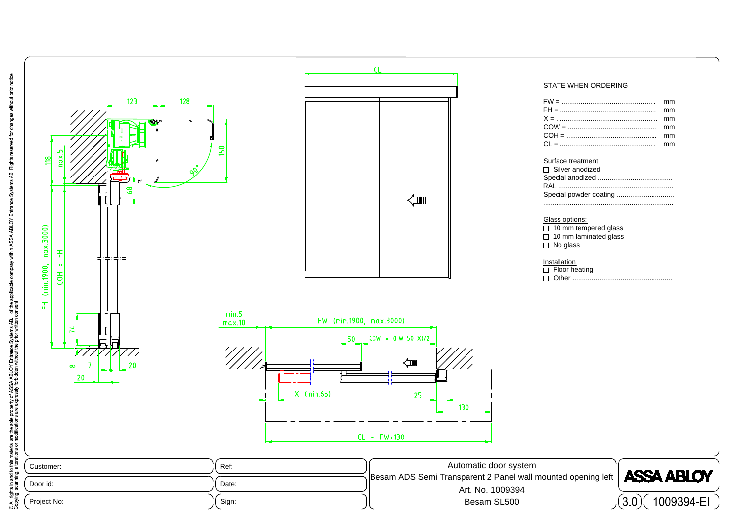STATE WHEN ORDERING

FW = ................................................ mm
FH = ................................................ mm
X = .................................................... mm
COW = ............................................. mm
COH = .............................................. mm
CL = ................................................. mm

Surface treatment

- ☐ Silver anodized
- Special anodized .......................................
- RAL ...........................................................
- Special powder coating ..............................
- ..................................................................

Glass options:

- ☐ 10 mm tempered glass
- ☐ 10 mm laminated glass
- ☐ No glass

Installation

- ☐ Floor heating
- ☐ Other ...................................................

CL

123 128 150 90° 118 max.5 68

FH (min.1900, max.3000) COH = FH

74 8 7 20 20

min.5 max.10

FW (min.1900, max.3000)

50 COW = (FW-50-X)/2

X (min.65) 25 130

CL = FW+130

© All rights in and to this material are the sole property of ASSA ABLOY Entrance Systems AB, of the applicable company within ASSA ABLOY Entrance Systems AB. Rights reserved for changes without prior notice. Copying, scanning, alterations or modifications are expressly forbidden without the prior written consent

| Customer: | Ref: | Automatic door system |
|---|---|---|
| Door id: | Date: | Besam ADS Semi Transparent 2 Panel wall mounted opening left |
| Project No: | Sign: | Art. No. 1009394 |
| | | Besam SL500 |

ASSA ABLOY

3.0 1009394-EI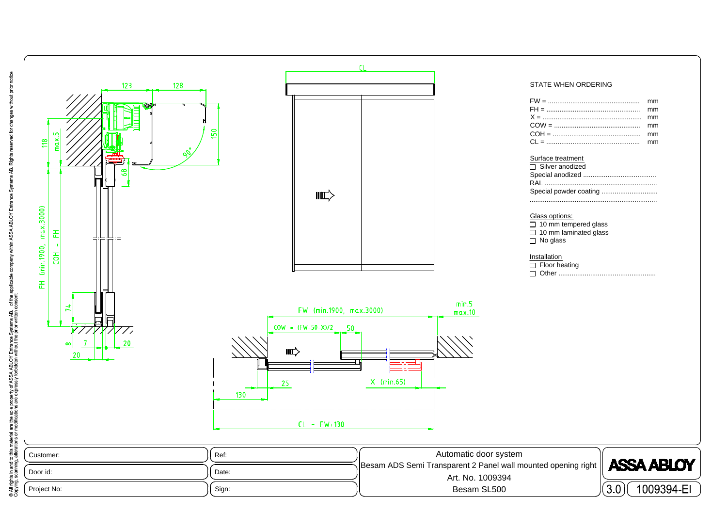STATE WHEN ORDERING

FW = ................................................ mm
FH = ................................................ mm
X = .................................................. mm
COW = ............................................. mm
COH = .............................................. mm
CL = ................................................ mm

Surface treatment

- ☐ Silver anodized
- Special anodized .......................................
- RAL ...........................................................
- Special powder coating .............................
- ..................................................................

Glass options:

- ☐ 10 mm tempered glass
- ☐ 10 mm laminated glass
- ☐ No glass

Installation

- ☐ Floor heating
- ☐ Other ...................................................

123
128
150
90°
118
max.5
68
FH (min.1900, max.3000)
COH = FH
74
8
7
20
20

CL

FW (min.1900, max.3000)
min.5
max.10
COW = (FW-50-X)/2
50
25
X (min.65)
130
CL = FW+130

| | | |
|---|---|---|
| Customer: | Ref: | Automatic door system<br>Besam ADS Semi Transparent 2 Panel wall mounted opening right<br>Art. No. 1009394<br>Besam SL500 |
| Door id: | Date: | |
| Project No: | Sign: | |

ASSA ABLOY

3.0 1009394-EI

© All rights in and to this material are the sole property of ASSA ABLOY Entrance Systems AB. of the applicable company within ASSA ABLOY Entrance Systems AB. Rights reserved for changes without prior notice. Copying, scanning, alterations or modifications are expressly forbidden without the prior written consent